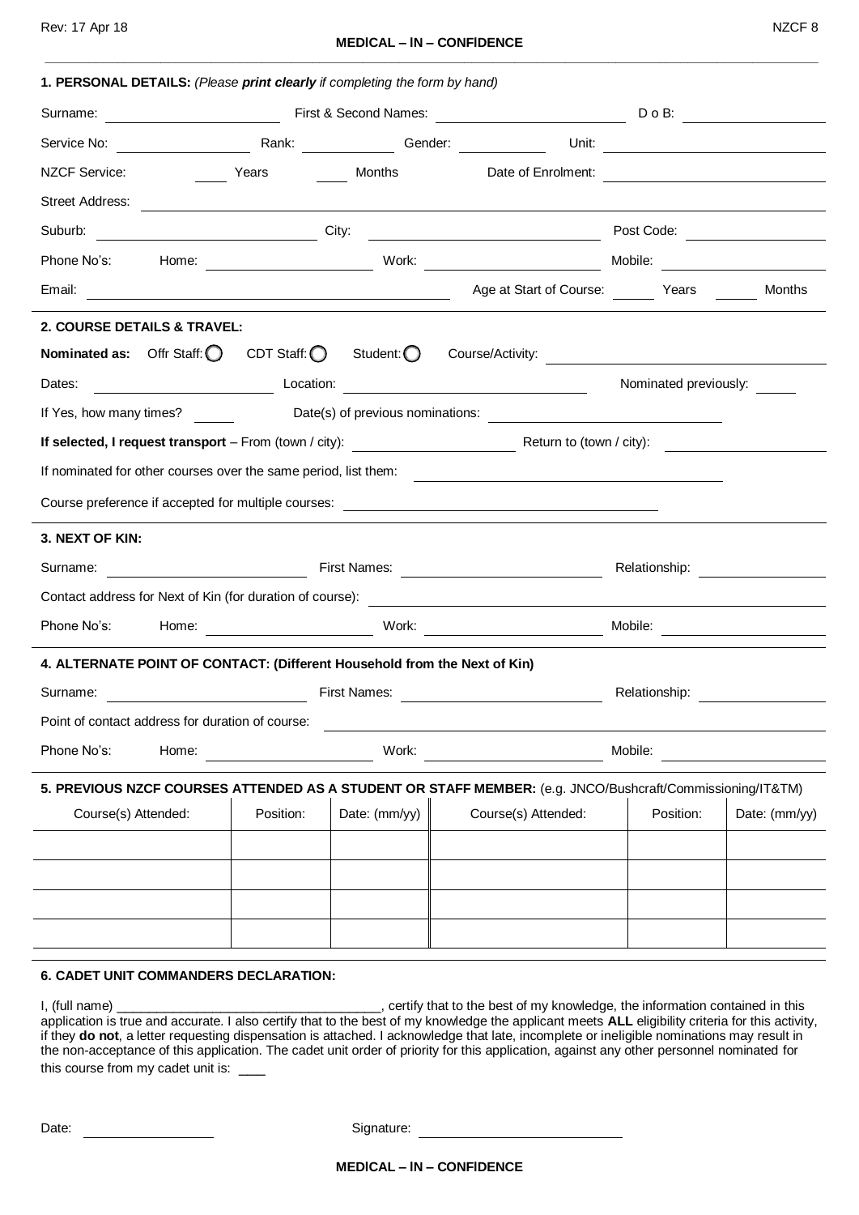**MEDICAL – IN – CONFIDENCE**

**1. PERSONAL DETAILS:** *(Please **print clearly** if completing the form by hand)*

Surname: ____________ First & Second Names: ____________ D o B: ____________

Service No: ____________ Rank: ____________ Gender: ____________ Unit: ____________

NZCF Service: ____ Years ____ Months Date of Enrolment: ____________

Street Address: ____________

Suburb: ____________ City: ____________ Post Code: ____________

Phone No's: Home: ____________ Work: ____________ Mobile: ____________

Email: ____________ Age at Start of Course: ____ Years ____ Months

**2. COURSE DETAILS & TRAVEL:**

**Nominated as:** Offr Staff: ◯ CDT Staff: ◯ Student: ◯ Course/Activity: ____________

Dates: ____________ Location: ____________ Nominated previously: ____

If Yes, how many times? ____ Date(s) of previous nominations: ____________

**If selected, I request transport** – From (town / city): ____________ Return to (town / city): ____________

If nominated for other courses over the same period, list them: ____________

Course preference if accepted for multiple courses: ____________

**3. NEXT OF KIN:**

Surname: ____________ First Names: ____________ Relationship: ____________

Contact address for Next of Kin (for duration of course): ____________

Phone No's: Home: ____________ Work: ____________ Mobile: ____________

**4. ALTERNATE POINT OF CONTACT: (Different Household from the Next of Kin)**

Surname: ____________ First Names: ____________ Relationship: ____________

Point of contact address for duration of course: ____________

Phone No's: Home: ____________ Work: ____________ Mobile: ____________

**5. PREVIOUS NZCF COURSES ATTENDED AS A STUDENT OR STAFF MEMBER:** (e.g. JNCO/Bushcraft/Commissioning/IT&TM)

| Course(s) Attended: | Position: | Date: (mm/yy) | Course(s) Attended: | Position: | Date: (mm/yy) |
|---|---|---|---|---|---|
| | | | | | |
| | | | | | |
| | | | | | |
| | | | | | |

**6. CADET UNIT COMMANDERS DECLARATION:**

I, (full name) ____________________________________, certify that to the best of my knowledge, the information contained in this application is true and accurate. I also certify that to the best of my knowledge the applicant meets **ALL** eligibility criteria for this activity, if they **do not**, a letter requesting dispensation is attached. I acknowledge that late, incomplete or ineligible nominations may result in the non-acceptance of this application. The cadet unit order of priority for this application, against any other personnel nominated for this course from my cadet unit is: ____

Date: ____________ Signature: ____________

**MEDICAL – IN – CONFIDENCE**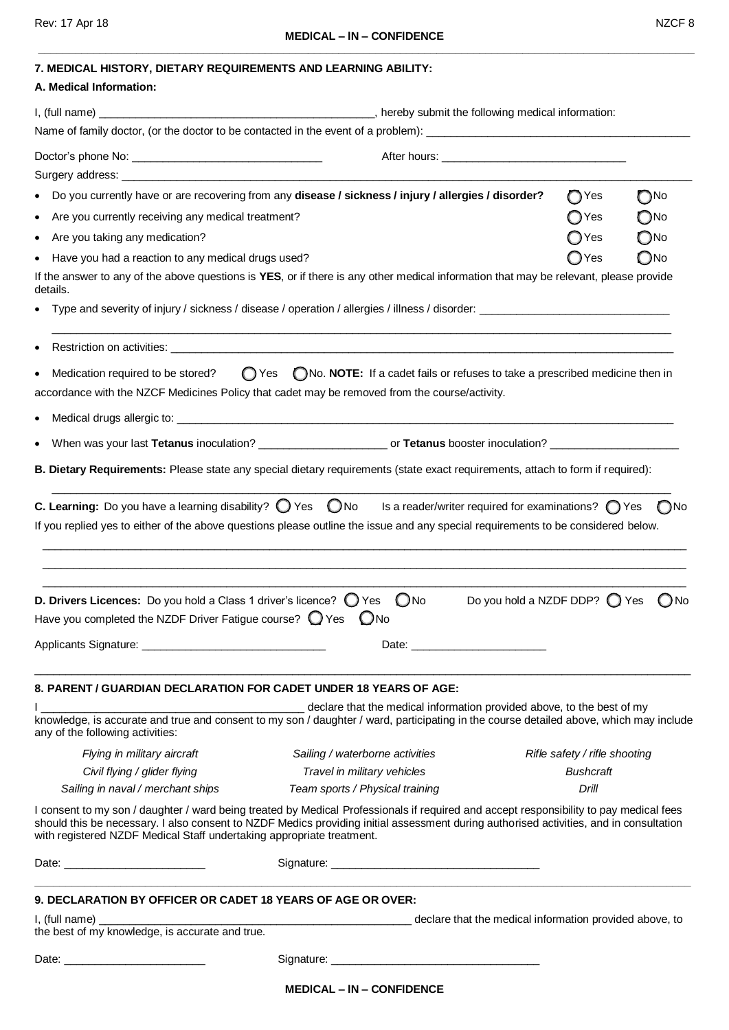**MEDICAL – IN – CONFIDENCE**

### 7. MEDICAL HISTORY, DIETARY REQUIREMENTS AND LEARNING ABILITY:

**A. Medical Information:**

I, (full name) ____________________________________________, hereby submit the following medical information:

Name of family doctor, (or the doctor to be contacted in the event of a problem): ____________________________________________

Doctor's phone No: ______________________________ After hours: ______________________________

Surgery address: ____________________________________________________________________________________________

- Do you currently have or are recovering from any **disease / sickness / injury / allergies / disorder?** ◯ Yes ◯ No
- Are you currently receiving any medical treatment? ◯ Yes ◯ No
- Are you taking any medication? ◯ Yes ◯ No
- Have you had a reaction to any medical drugs used? ◯ Yes ◯ No

If the answer to any of the above questions is **YES**, or if there is any other medical information that may be relevant, please provide details.

- Type and severity of injury / sickness / disease / operation / allergies / illness / disorder: ______________________________

  ____________________________________________________________________________________________

- Restriction on activities: ____________________________________________________________________________________

- Medication required to be stored? ◯ Yes ◯ No. **NOTE:** If a cadet fails or refuses to take a prescribed medicine then in accordance with the NZCF Medicines Policy that cadet may be removed from the course/activity.

- Medical drugs allergic to: ____________________________________________________________________________________

- When was your last **Tetanus** inoculation? ____________________ or **Tetanus** booster inoculation? ____________________

**B. Dietary Requirements:** Please state any special dietary requirements (state exact requirements, attach to form if required):

____________________________________________________________________________________________

**C. Learning:** Do you have a learning disability? ◯ Yes ◯ No Is a reader/writer required for examinations? ◯ Yes ◯ No

If you replied yes to either of the above questions please outline the issue and any special requirements to be considered below.

____________________________________________________________________________________________

____________________________________________________________________________________________

____________________________________________________________________________________________

**D. Drivers Licences:** Do you hold a Class 1 driver's licence? ◯ Yes ◯ No Do you hold a NZDF DDP? ◯ Yes ◯ No

Have you completed the NZDF Driver Fatigue course? ◯ Yes ◯ No

Applicants Signature: ______________________________ Date: ______________________

### 8. PARENT / GUARDIAN DECLARATION FOR CADET UNDER 18 YEARS OF AGE:

I __________________________________________ declare that the medical information provided above, to the best of my knowledge, is accurate and true and consent to my son / daughter / ward, participating in the course detailed above, which may include any of the following activities:

| | | |
|---|---|---|
| *Flying in military aircraft* | *Sailing / waterborne activities* | *Rifle safety / rifle shooting* |
| *Civil flying / glider flying* | *Travel in military vehicles* | *Bushcraft* |
| *Sailing in naval / merchant ships* | *Team sports / Physical training* | *Drill* |

I consent to my son / daughter / ward being treated by Medical Professionals if required and accept responsibility to pay medical fees should this be necessary. I also consent to NZDF Medics providing initial assessment during authorised activities, and in consultation with registered NZDF Medical Staff undertaking appropriate treatment.

Date: ______________________ Signature: __________________________________

### 9. DECLARATION BY OFFICER OR CADET 18 YEARS OF AGE OR OVER:

I, (full name) ____________________________________________________ declare that the medical information provided above, to the best of my knowledge, is accurate and true.

Date: ______________________ Signature: __________________________________

**MEDICAL – IN – CONFIDENCE**